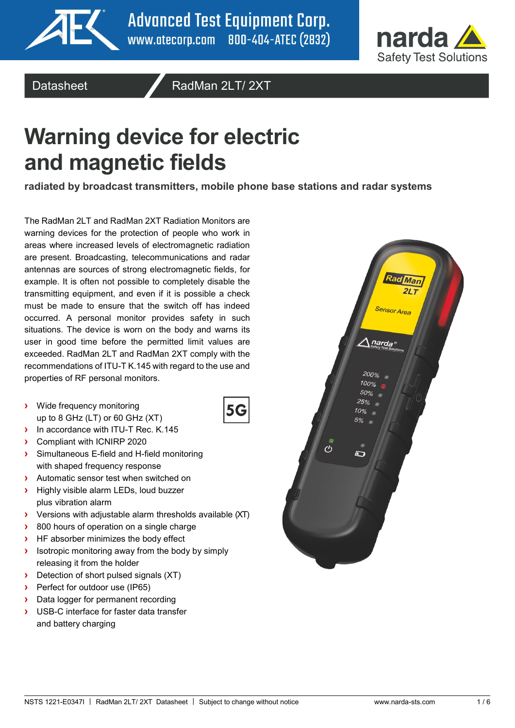Advanced Test Equipment Corp.
www.atecorp.com 800-404-ATEC (2832)

narda Safety Test Solutions

Datasheet | RadMan 2LT/ 2XT

# Warning device for electric and magnetic fields

**radiated by broadcast transmitters, mobile phone base stations and radar systems**

The RadMan 2LT and RadMan 2XT Radiation Monitors are warning devices for the protection of people who work in areas where increased levels of electromagnetic radiation are present. Broadcasting, telecommunications and radar antennas are sources of strong electromagnetic fields, for example. It is often not possible to completely disable the transmitting equipment, and even if it is possible a check must be made to ensure that the switch off has indeed occurred. A personal monitor provides safety in such situations. The device is worn on the body and warns its user in good time before the permitted limit values are exceeded. RadMan 2LT and RadMan 2XT comply with the recommendations of ITU-T K.145 with regard to the use and properties of RF personal monitors.

5G

- Wide frequency monitoring up to 8 GHz (LT) or 60 GHz (XT)
- In accordance with ITU-T Rec. K.145
- Compliant with ICNIRP 2020
- Simultaneous E-field and H-field monitoring with shaped frequency response
- Automatic sensor test when switched on
- Highly visible alarm LEDs, loud buzzer plus vibration alarm
- Versions with adjustable alarm thresholds available (XT)
- 800 hours of operation on a single charge
- HF absorber minimizes the body effect
- Isotropic monitoring away from the body by simply releasing it from the holder
- Detection of short pulsed signals (XT)
- Perfect for outdoor use (IP65)
- Data logger for permanent recording
- USB-C interface for faster data transfer and battery charging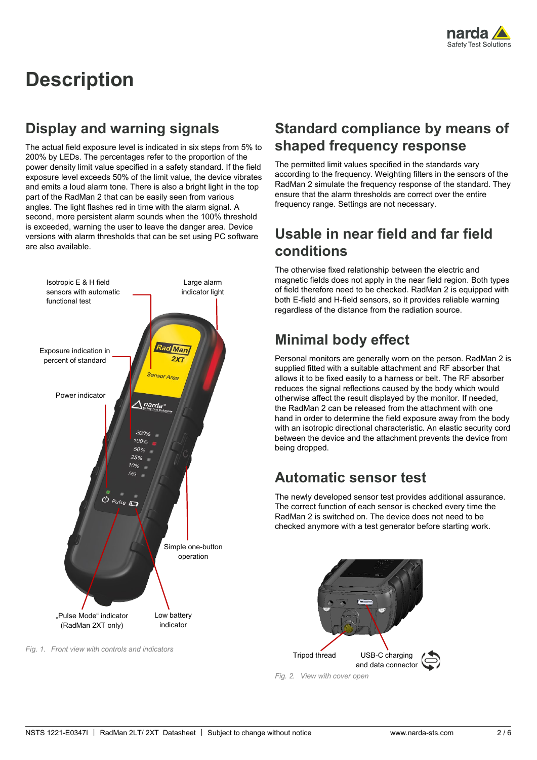# Description

## Display and warning signals

The actual field exposure level is indicated in six steps from 5% to 200% by LEDs. The percentages refer to the proportion of the power density limit value specified in a safety standard. If the field exposure level exceeds 50% of the limit value, the device vibrates and emits a loud alarm tone. There is also a bright light in the top part of the RadMan 2 that can be easily seen from various angles. The light flashes red in time with the alarm signal. A second, more persistent alarm sounds when the 100% threshold is exceeded, warning the user to leave the danger area. Device versions with alarm thresholds that can be set using PC software are also available.

Isotropic E & H field sensors with automatic functional test

Large alarm indicator light

Exposure indication in percent of standard

Power indicator

Simple one-button operation

„Pulse Mode" indicator (RadMan 2XT only)

Low battery indicator

*Fig. 1. Front view with controls and indicators*

## Standard compliance by means of shaped frequency response

The permitted limit values specified in the standards vary according to the frequency. Weighting filters in the sensors of the RadMan 2 simulate the frequency response of the standard. They ensure that the alarm thresholds are correct over the entire frequency range. Settings are not necessary.

## Usable in near field and far field conditions

The otherwise fixed relationship between the electric and magnetic fields does not apply in the near field region. Both types of field therefore need to be checked. RadMan 2 is equipped with both E-field and H-field sensors, so it provides reliable warning regardless of the distance from the radiation source.

## Minimal body effect

Personal monitors are generally worn on the person. RadMan 2 is supplied fitted with a suitable attachment and RF absorber that allows it to be fixed easily to a harness or belt. The RF absorber reduces the signal reflections caused by the body which would otherwise affect the result displayed by the monitor. If needed, the RadMan 2 can be released from the attachment with one hand in order to determine the field exposure away from the body with an isotropic directional characteristic. An elastic security cord between the device and the attachment prevents the device from being dropped.

## Automatic sensor test

The newly developed sensor test provides additional assurance. The correct function of each sensor is checked every time the RadMan 2 is switched on. The device does not need to be checked anymore with a test generator before starting work.

Tripod thread

USB-C charging and data connector

*Fig. 2. View with cover open*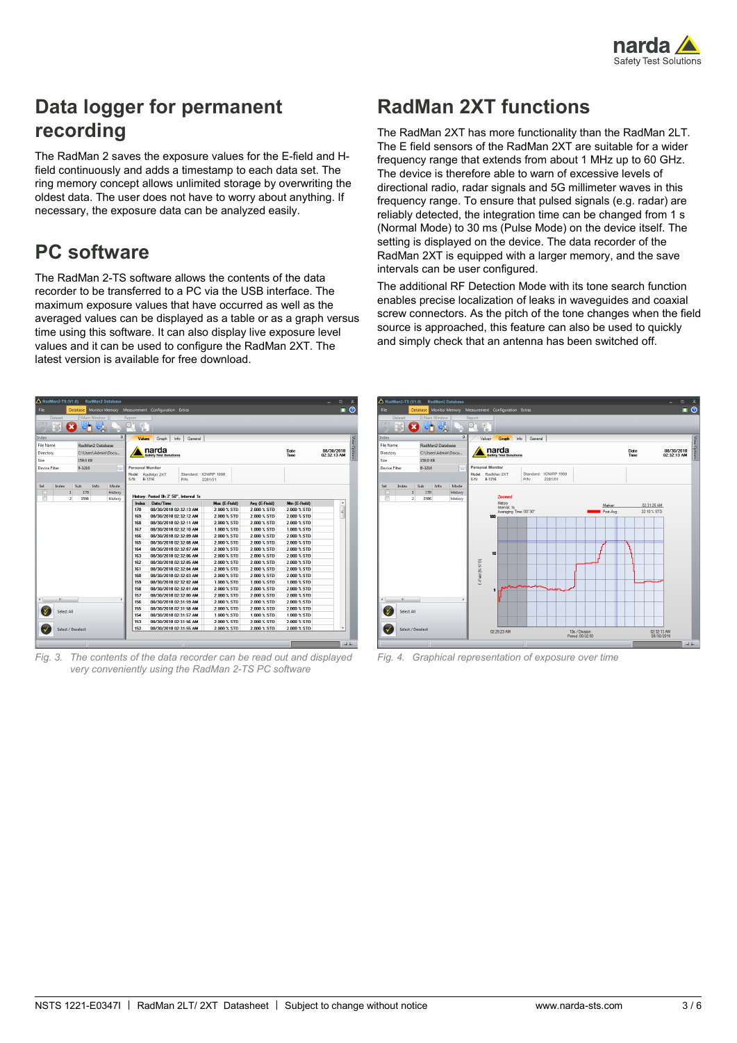## Data logger for permanent recording

The RadMan 2 saves the exposure values for the E-field and H-field continuously and adds a timestamp to each data set. The ring memory concept allows unlimited storage by overwriting the oldest data. The user does not have to worry about anything. If necessary, the exposure data can be analyzed easily.

## PC software

The RadMan 2-TS software allows the contents of the data recorder to be transferred to a PC via the USB interface. The maximum exposure values that have occurred as well as the averaged values can be displayed as a table or as a graph versus time using this software. It can also display live exposure level values and it can be used to configure the RadMan 2XT. The latest version is available for free download.

## RadMan 2XT functions

The RadMan 2XT has more functionality than the RadMan 2LT. The E field sensors of the RadMan 2XT are suitable for a wider frequency range that extends from about 1 MHz up to 60 GHz. The device is therefore able to warn of excessive levels of directional radio, radar signals and 5G millimeter waves in this frequency range. To ensure that pulsed signals (e.g. radar) are reliably detected, the integration time can be changed from 1 s (Normal Mode) to 30 ms (Pulse Mode) on the device itself. The setting is displayed on the device. The data recorder of the RadMan 2XT is equipped with a larger memory, and the save intervals can be user configured.

The additional RF Detection Mode with its tone search function enables precise localization of leaks in waveguides and coaxial screw connectors. As the pitch of the tone changes when the field source is approached, this feature can also be used to quickly and simply check that an antenna has been switched off.

*Fig. 3. The contents of the data recorder can be read out and displayed very conveniently using the RadMan 2-TS PC software*

*Fig. 4. Graphical representation of exposure over time*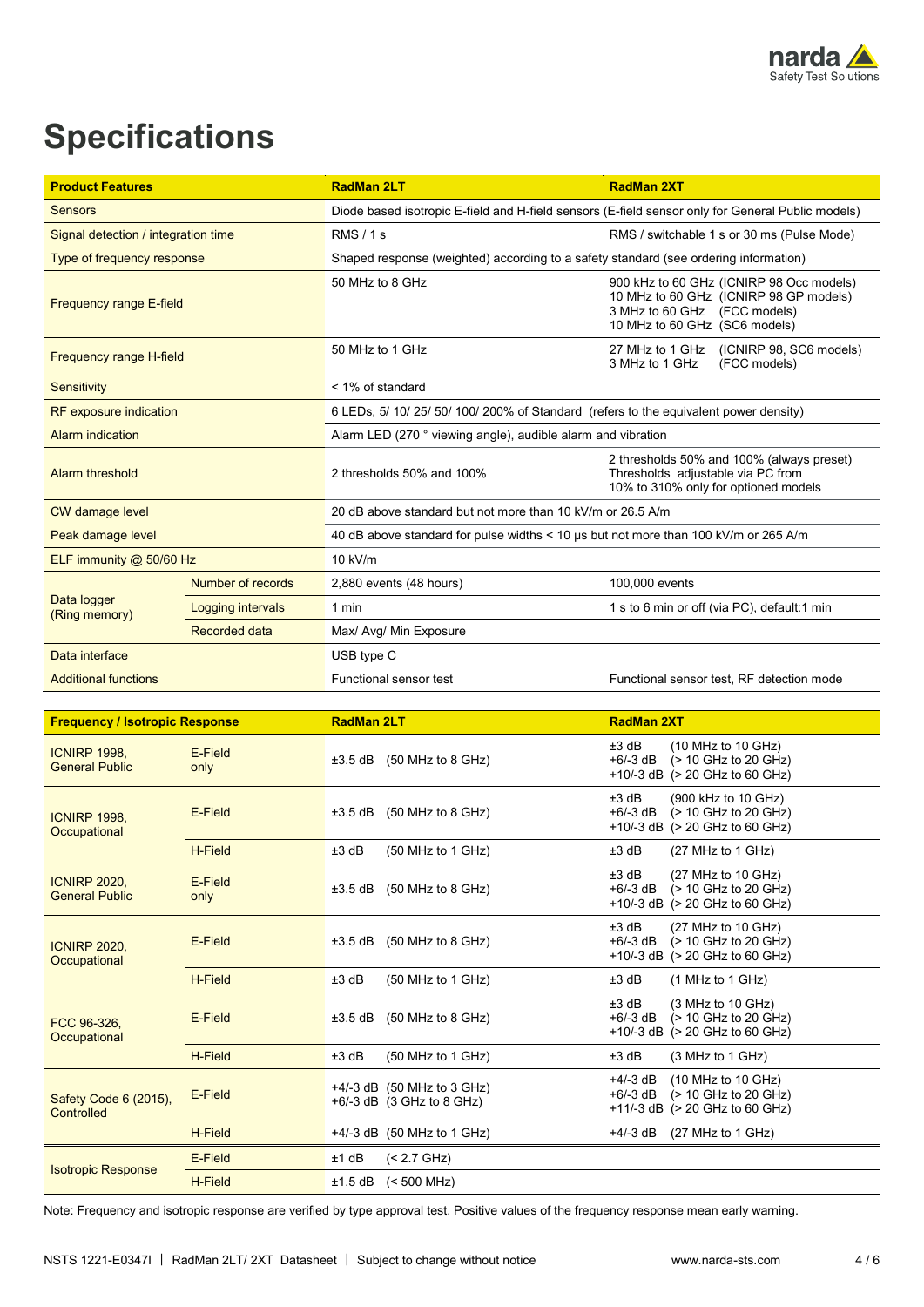# Specifications

| Product Features | | RadMan 2LT | RadMan 2XT |
|---|---|---|---|
| Sensors | | Diode based isotropic E-field and H-field sensors (E-field sensor only for General Public models) | |
| Signal detection / integration time | | RMS / 1 s | RMS / switchable 1 s or 30 ms (Pulse Mode) |
| Type of frequency response | | Shaped response (weighted) according to a safety standard (see ordering information) | |
| Frequency range E-field | | 50 MHz to 8 GHz | 900 kHz to 60 GHz (ICNIRP 98 Occ models)<br>10 MHz to 60 GHz (ICNIRP 98 GP models)<br>3 MHz to 60 GHz (FCC models)<br>10 MHz to 60 GHz (SC6 models) |
| Frequency range H-field | | 50 MHz to 1 GHz | 27 MHz to 1 GHz (ICNIRP 98, SC6 models)<br>3 MHz to 1 GHz (FCC models) |
| Sensitivity | | < 1% of standard | |
| RF exposure indication | | 6 LEDs, 5/ 10/ 25/ 50/ 100/ 200% of Standard (refers to the equivalent power density) | |
| Alarm indication | | Alarm LED (270 ° viewing angle), audible alarm and vibration | |
| Alarm threshold | | 2 thresholds 50% and 100% | 2 thresholds 50% and 100% (always preset)<br>Thresholds adjustable via PC from<br>10% to 310% only for optioned models |
| CW damage level | | 20 dB above standard but not more than 10 kV/m or 26.5 A/m | |
| Peak damage level | | 40 dB above standard for pulse widths < 10 µs but not more than 100 kV/m or 265 A/m | |
| ELF immunity @ 50/60 Hz | | 10 kV/m | |
| Data logger (Ring memory) | Number of records | 2,880 events (48 hours) | 100,000 events |
| | Logging intervals | 1 min | 1 s to 6 min or off (via PC), default:1 min |
| | Recorded data | Max/ Avg/ Min Exposure | |
| Data interface | | USB type C | |
| Additional functions | | Functional sensor test | Functional sensor test, RF detection mode |

| Frequency / Isotropic Response | | RadMan 2LT | RadMan 2XT |
|---|---|---|---|
| ICNIRP 1998, General Public | E-Field only | ±3.5 dB (50 MHz to 8 GHz) | ±3 dB (10 MHz to 10 GHz)<br>+6/-3 dB (> 10 GHz to 20 GHz)<br>+10/-3 dB (> 20 GHz to 60 GHz) |
| ICNIRP 1998, Occupational | E-Field | ±3.5 dB (50 MHz to 8 GHz) | ±3 dB (900 kHz to 10 GHz)<br>+6/-3 dB (> 10 GHz to 20 GHz)<br>+10/-3 dB (> 20 GHz to 60 GHz) |
| | H-Field | ±3 dB (50 MHz to 1 GHz) | ±3 dB (27 MHz to 1 GHz) |
| ICNIRP 2020, General Public | E-Field only | ±3.5 dB (50 MHz to 8 GHz) | ±3 dB (27 MHz to 10 GHz)<br>+6/-3 dB (> 10 GHz to 20 GHz)<br>+10/-3 dB (> 20 GHz to 60 GHz) |
| ICNIRP 2020, Occupational | E-Field | ±3.5 dB (50 MHz to 8 GHz) | ±3 dB (27 MHz to 10 GHz)<br>+6/-3 dB (> 10 GHz to 20 GHz)<br>+10/-3 dB (> 20 GHz to 60 GHz) |
| | H-Field | ±3 dB (50 MHz to 1 GHz) | ±3 dB (1 MHz to 1 GHz) |
| FCC 96-326, Occupational | E-Field | ±3.5 dB (50 MHz to 8 GHz) | ±3 dB (3 MHz to 10 GHz)<br>+6/-3 dB (> 10 GHz to 20 GHz)<br>+10/-3 dB (> 20 GHz to 60 GHz) |
| | H-Field | ±3 dB (50 MHz to 1 GHz) | ±3 dB (3 MHz to 1 GHz) |
| Safety Code 6 (2015), Controlled | E-Field | +4/-3 dB (50 MHz to 3 GHz)<br>+6/-3 dB (3 GHz to 8 GHz) | +4/-3 dB (10 MHz to 10 GHz)<br>+6/-3 dB (> 10 GHz to 20 GHz)<br>+11/-3 dB (> 20 GHz to 60 GHz) |
| | H-Field | +4/-3 dB (50 MHz to 1 GHz) | +4/-3 dB (27 MHz to 1 GHz) |
| Isotropic Response | E-Field | ±1 dB (< 2.7 GHz) | |
| | H-Field | ±1.5 dB (< 500 MHz) | |

Note: Frequency and isotropic response are verified by type approval test. Positive values of the frequency response mean early warning.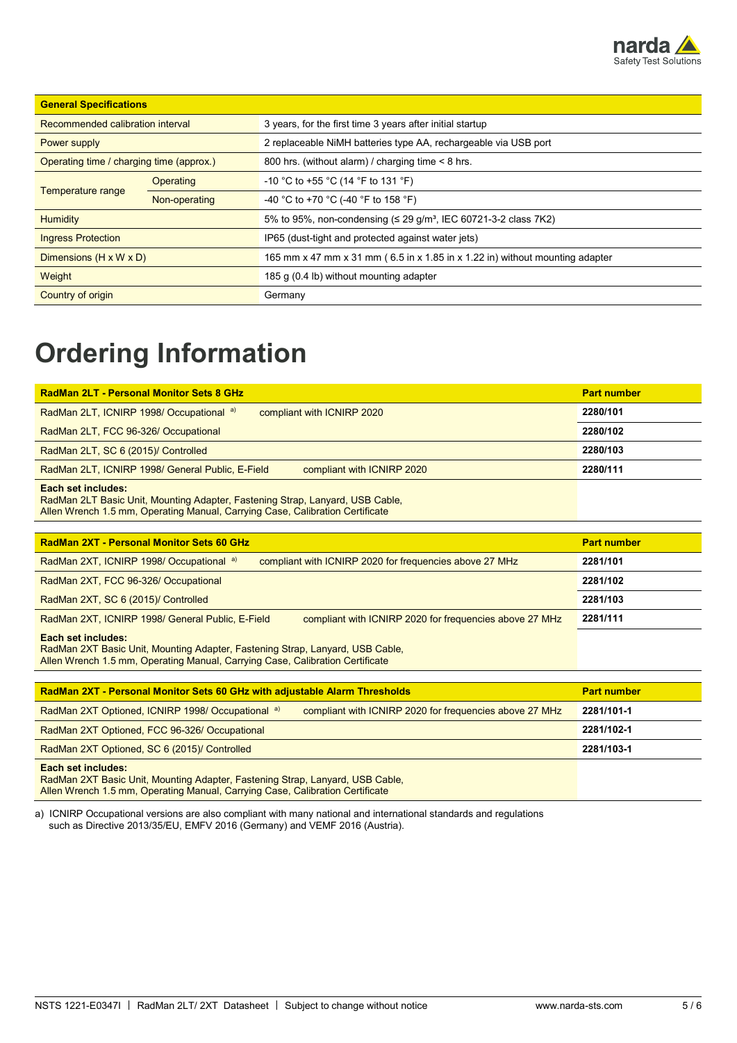| General Specifications | | |
|---|---|---|
| Recommended calibration interval | | 3 years, for the first time 3 years after initial startup |
| Power supply | | 2 replaceable NiMH batteries type AA, rechargeable via USB port |
| Operating time / charging time (approx.) | | 800 hrs. (without alarm) / charging time < 8 hrs. |
| Temperature range | Operating | -10 °C to +55 °C (14 °F to 131 °F) |
| | Non-operating | -40 °C to +70 °C (-40 °F to 158 °F) |
| Humidity | | 5% to 95%, non-condensing (≤ 29 g/m³, IEC 60721-3-2 class 7K2) |
| Ingress Protection | | IP65 (dust-tight and protected against water jets) |
| Dimensions (H x W x D) | | 165 mm x 47 mm x 31 mm ( 6.5 in x 1.85 in x 1.22 in) without mounting adapter |
| Weight | | 185 g (0.4 lb) without mounting adapter |
| Country of origin | | Germany |

# Ordering Information

| RadMan 2LT - Personal Monitor Sets 8 GHz | | Part number |
|---|---|---|
| RadMan 2LT, ICNIRP 1998/ Occupational [a)] | compliant with ICNIRP 2020 | **2280/101** |
| RadMan 2LT, FCC 96-326/ Occupational | | **2280/102** |
| RadMan 2LT, SC 6 (2015)/ Controlled | | **2280/103** |
| RadMan 2LT, ICNIRP 1998/ General Public, E-Field | compliant with ICNIRP 2020 | **2280/111** |
| **Each set includes:** RadMan 2LT Basic Unit, Mounting Adapter, Fastening Strap, Lanyard, USB Cable, Allen Wrench 1.5 mm, Operating Manual, Carrying Case, Calibration Certificate | | |

| RadMan 2XT - Personal Monitor Sets 60 GHz | | Part number |
|---|---|---|
| RadMan 2XT, ICNIRP 1998/ Occupational [a)] | compliant with ICNIRP 2020 for frequencies above 27 MHz | **2281/101** |
| RadMan 2XT, FCC 96-326/ Occupational | | **2281/102** |
| RadMan 2XT, SC 6 (2015)/ Controlled | | **2281/103** |
| RadMan 2XT, ICNIRP 1998/ General Public, E-Field | compliant with ICNIRP 2020 for frequencies above 27 MHz | **2281/111** |
| **Each set includes:** RadMan 2XT Basic Unit, Mounting Adapter, Fastening Strap, Lanyard, USB Cable, Allen Wrench 1.5 mm, Operating Manual, Carrying Case, Calibration Certificate | | |

| RadMan 2XT - Personal Monitor Sets 60 GHz with adjustable Alarm Thresholds | | Part number |
|---|---|---|
| RadMan 2XT Optioned, ICNIRP 1998/ Occupational [a)] | compliant with ICNIRP 2020 for frequencies above 27 MHz | **2281/101-1** |
| RadMan 2XT Optioned, FCC 96-326/ Occupational | | **2281/102-1** |
| RadMan 2XT Optioned, SC 6 (2015)/ Controlled | | **2281/103-1** |
| **Each set includes:** RadMan 2XT Basic Unit, Mounting Adapter, Fastening Strap, Lanyard, USB Cable, Allen Wrench 1.5 mm, Operating Manual, Carrying Case, Calibration Certificate | | |

a) ICNIRP Occupational versions are also compliant with many national and international standards and regulations such as Directive 2013/35/EU, EMFV 2016 (Germany) and VEMF 2016 (Austria).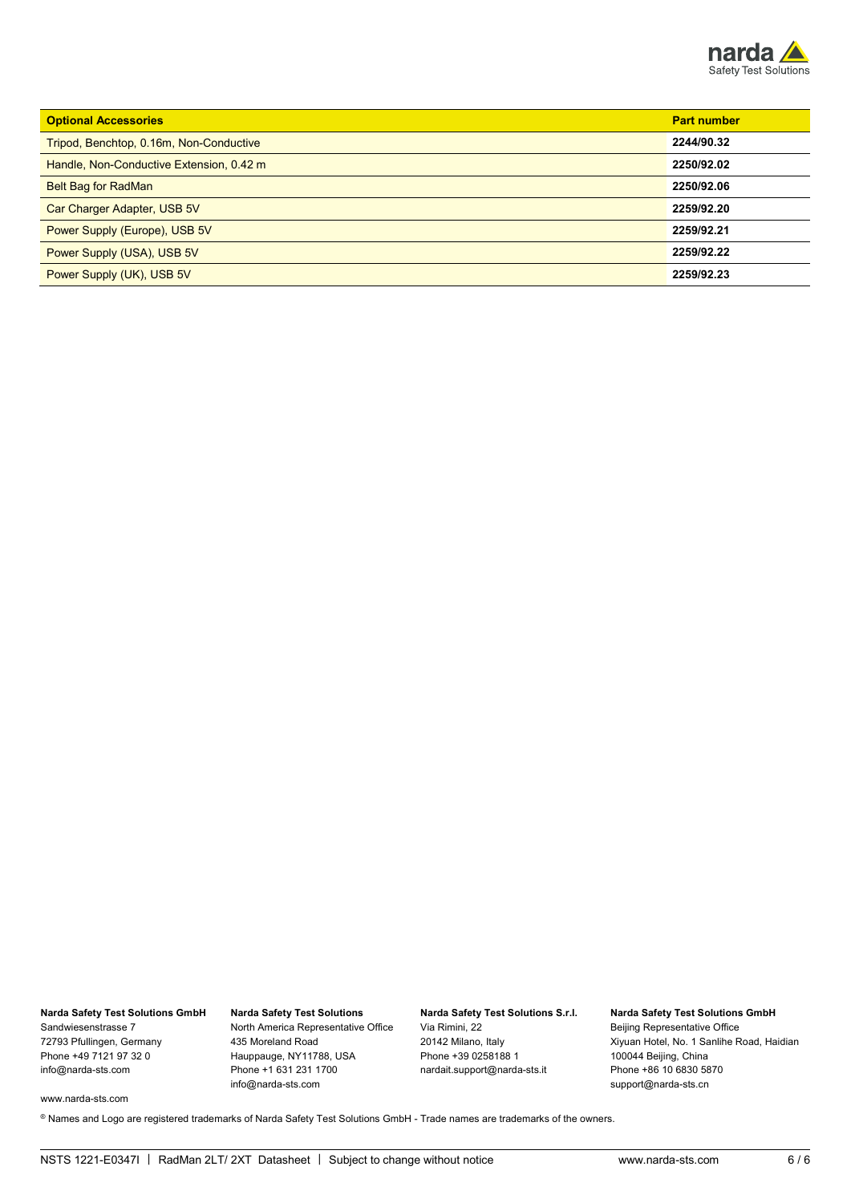| Optional Accessories | Part number |
|---|---|
| Tripod, Benchtop, 0.16m, Non-Conductive | **2244/90.32** |
| Handle, Non-Conductive Extension, 0.42 m | **2250/92.02** |
| Belt Bag for RadMan | **2250/92.06** |
| Car Charger Adapter, USB 5V | **2259/92.20** |
| Power Supply (Europe), USB 5V | **2259/92.21** |
| Power Supply (USA), USB 5V | **2259/92.22** |
| Power Supply (UK), USB 5V | **2259/92.23** |

**Narda Safety Test Solutions GmbH**
Sandwiesenstrasse 7
72793 Pfullingen, Germany
Phone +49 7121 97 32 0
info@narda-sts.com

**Narda Safety Test Solutions**
North America Representative Office
435 Moreland Road
Hauppauge, NY11788, USA
Phone +1 631 231 1700
info@narda-sts.com

**Narda Safety Test Solutions S.r.l.**
Via Rimini, 22
20142 Milano, Italy
Phone +39 0258188 1
nardait.support@narda-sts.it

**Narda Safety Test Solutions GmbH**
Beijing Representative Office
Xiyuan Hotel, No. 1 Sanlihe Road, Haidian
100044 Beijing, China
Phone +86 10 6830 5870
support@narda-sts.cn

www.narda-sts.com

® Names and Logo are registered trademarks of Narda Safety Test Solutions GmbH - Trade names are trademarks of the owners.

NSTS 1221-E0347I | RadMan 2LT/ 2XT Datasheet | Subject to change without notice